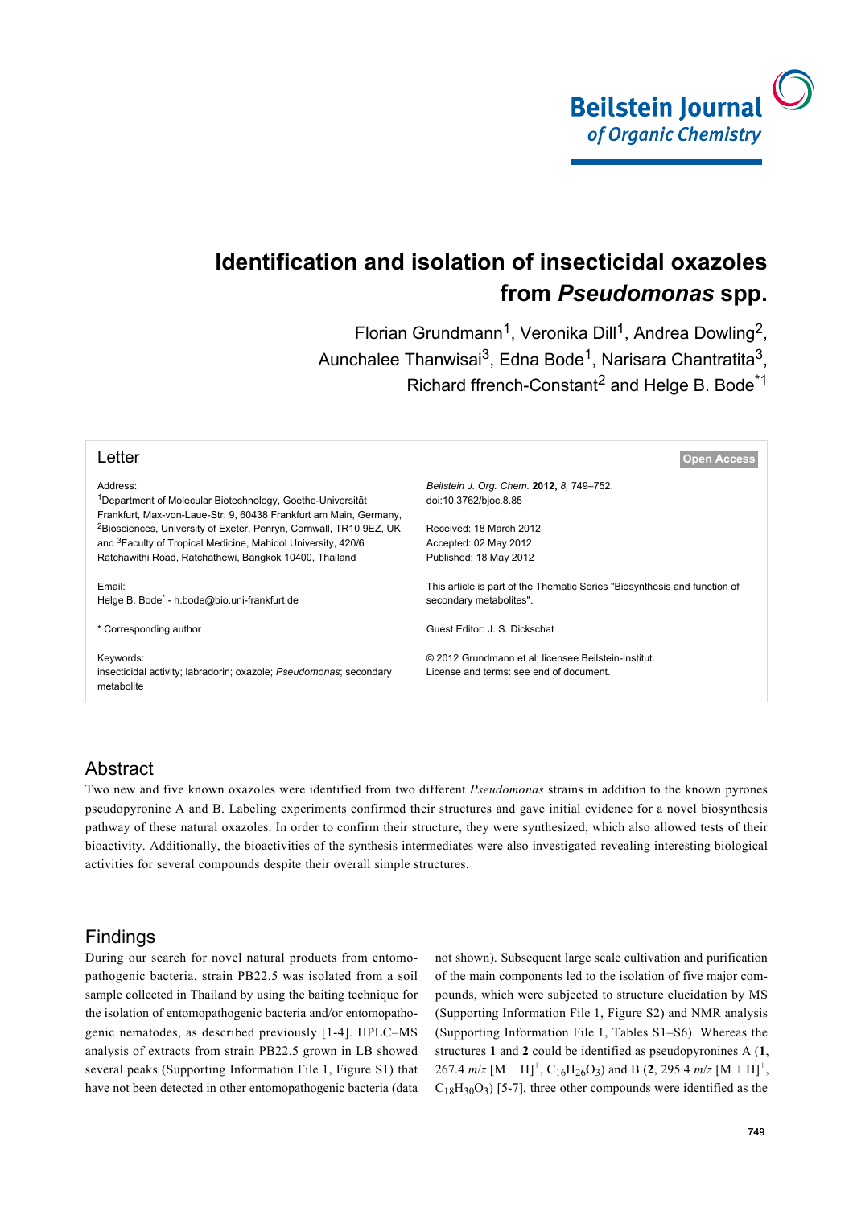# Identification and isolation of insecticidal oxazoles from *Pseudomonas* spp.

Florian Grundmann[1], Veronika Dill[1], Andrea Dowling[2], Aunchalee Thanwisai[3], Edna Bode[1], Narisara Chantratita[3], Richard ffrench-Constant[2] and Helge B. Bode[*1]

**Letter** — Open Access

Address:
[1]Department of Molecular Biotechnology, Goethe-Universität Frankfurt, Max-von-Laue-Str. 9, 60438 Frankfurt am Main, Germany, [2]Biosciences, University of Exeter, Penryn, Cornwall, TR10 9EZ, UK and [3]Faculty of Tropical Medicine, Mahidol University, 420/6 Ratchawithi Road, Ratchathewi, Bangkok 10400, Thailand

Email:
Helge B. Bode* - h.bode@bio.uni-frankfurt.de

\* Corresponding author

Keywords:
insecticidal activity; labradorin; oxazole; *Pseudomonas*; secondary metabolite

*Beilstein J. Org. Chem.* **2012,** *8,* 749–752.
doi:10.3762/bjoc.8.85

Received: 18 March 2012
Accepted: 02 May 2012
Published: 18 May 2012

This article is part of the Thematic Series "Biosynthesis and function of secondary metabolites".

Guest Editor: J. S. Dickschat

© 2012 Grundmann et al; licensee Beilstein-Institut.
License and terms: see end of document.

## Abstract

Two new and five known oxazoles were identified from two different *Pseudomonas* strains in addition to the known pyrones pseudopyronine A and B. Labeling experiments confirmed their structures and gave initial evidence for a novel biosynthesis pathway of these natural oxazoles. In order to confirm their structure, they were synthesized, which also allowed tests of their bioactivity. Additionally, the bioactivities of the synthesis intermediates were also investigated revealing interesting biological activities for several compounds despite their overall simple structures.

## Findings

During our search for novel natural products from entomopathogenic bacteria, strain PB22.5 was isolated from a soil sample collected in Thailand by using the baiting technique for the isolation of entomopathogenic bacteria and/or entomopathogenic nematodes, as described previously [1-4]. HPLC–MS analysis of extracts from strain PB22.5 grown in LB showed several peaks (Supporting Information File 1, Figure S1) that have not been detected in other entomopathogenic bacteria (data not shown). Subsequent large scale cultivation and purification of the main components led to the isolation of five major compounds, which were subjected to structure elucidation by MS (Supporting Information File 1, Figure S2) and NMR analysis (Supporting Information File 1, Tables S1–S6). Whereas the structures **1** and **2** could be identified as pseudopyronines A (**1**, 267.4 *m/z* $[M + H]^+$, $C_{16}H_{26}O_3$) and B (**2**, 295.4 *m/z* $[M + H]^+$, $C_{18}H_{30}O_3$) [5-7], three other compounds were identified as the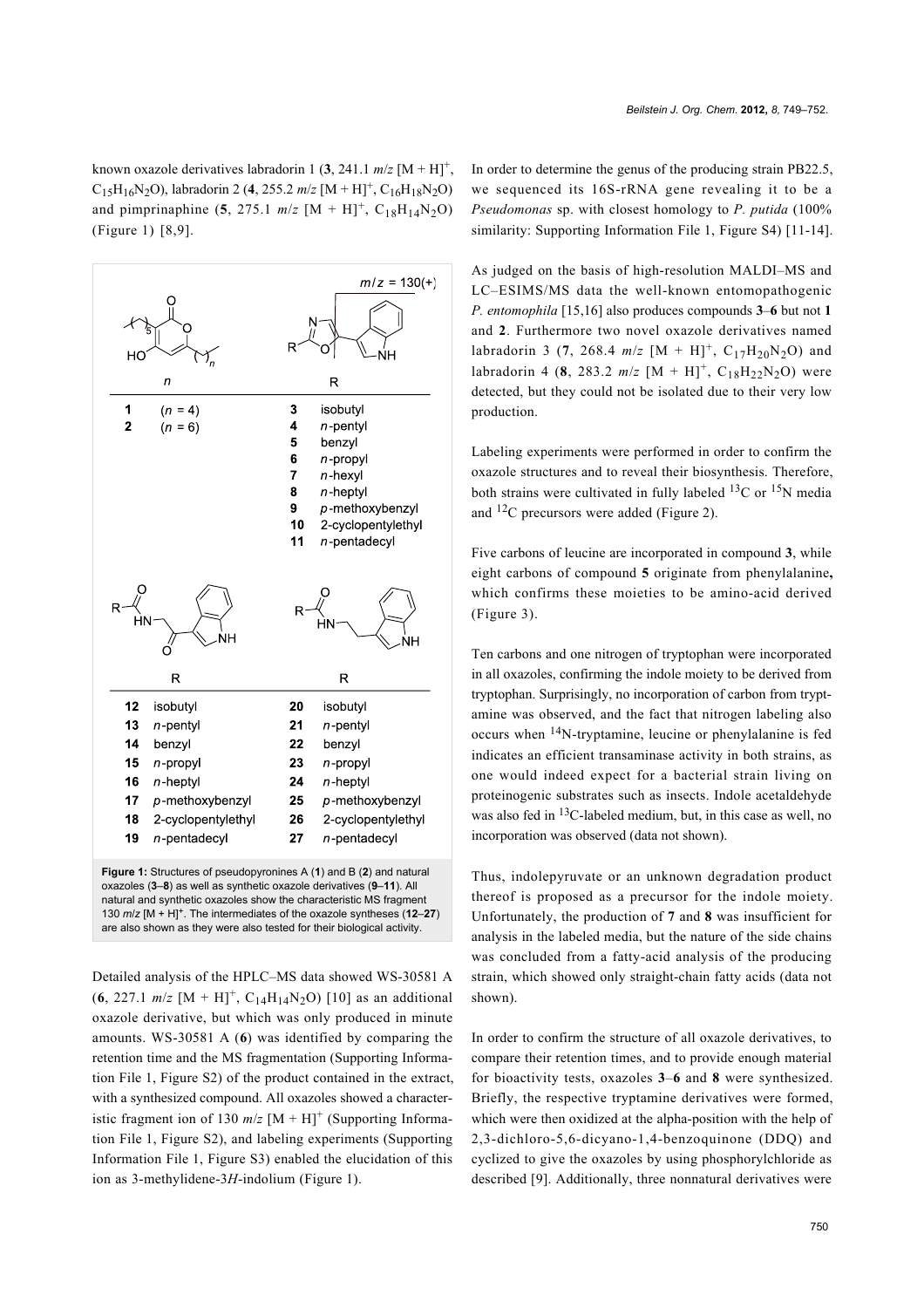known oxazole derivatives labradorin 1 (**3**, 241.1 *m/z* $[M + H]^+$, $C_{15}H_{16}N_2O$), labradorin 2 (**4**, 255.2 *m/z* $[M + H]^+$, $C_{16}H_{18}N_2O$) and pimprinaphine (**5**, 275.1 *m/z* $[M + H]^+$, $C_{18}H_{14}N_2O$) (Figure 1) [8,9].

| *n* | | R | |
|---|---|---|---|
| **1** | (*n* = 4) | **3** | isobutyl |
| **2** | (*n* = 6) | **4** | *n*-pentyl |
| | | **5** | benzyl |
| | | **6** | *n*-propyl |
| | | **7** | *n*-hexyl |
| | | **8** | *n*-heptyl |
| | | **9** | *p*-methoxybenzyl |
| | | **10** | 2-cyclopentylethyl |
| | | **11** | *n*-pentadecyl |

| R | | R | |
|---|---|---|---|
| **12** | isobutyl | **20** | isobutyl |
| **13** | *n*-pentyl | **21** | *n*-pentyl |
| **14** | benzyl | **22** | benzyl |
| **15** | *n*-propyl | **23** | *n*-propyl |
| **16** | *n*-heptyl | **24** | *n*-heptyl |
| **17** | *p*-methoxybenzyl | **25** | *p*-methoxybenzyl |
| **18** | 2-cyclopentylethyl | **26** | 2-cyclopentylethyl |
| **19** | *n*-pentadecyl | **27** | *n*-pentadecyl |

**Figure 1:** Structures of pseudopyronines A (**1**) and B (**2**) and natural oxazoles (**3**–**8**) as well as synthetic oxazole derivatives (**9**–**11**). All natural and synthetic oxazoles show the characteristic MS fragment 130 *m/z* $[M + H]^+$. The intermediates of the oxazole syntheses (**12**–**27**) are also shown as they were also tested for their biological activity.

Detailed analysis of the HPLC–MS data showed WS-30581 A (**6**, 227.1 *m/z* $[M + H]^+$, $C_{14}H_{14}N_2O$) [10] as an additional oxazole derivative, but which was only produced in minute amounts. WS-30581 A (**6**) was identified by comparing the retention time and the MS fragmentation (Supporting Information File 1, Figure S2) of the product contained in the extract, with a synthesized compound. All oxazoles showed a characteristic fragment ion of 130 *m/z* $[M + H]^+$ (Supporting Information File 1, Figure S2), and labeling experiments (Supporting Information File 1, Figure S3) enabled the elucidation of this ion as 3-methylidene-3*H*-indolium (Figure 1).

In order to determine the genus of the producing strain PB22.5, we sequenced its 16S-rRNA gene revealing it to be a *Pseudomonas* sp. with closest homology to *P. putida* (100% similarity: Supporting Information File 1, Figure S4) [11-14].

As judged on the basis of high-resolution MALDI–MS and LC–ESIMS/MS data the well-known entomopathogenic *P. entomophila* [15,16] also produces compounds **3**–**6** but not **1** and **2**. Furthermore two novel oxazole derivatives named labradorin 3 (**7**, 268.4 *m/z* $[M + H]^+$, $C_{17}H_{20}N_2O$) and labradorin 4 (**8**, 283.2 *m/z* $[M + H]^+$, $C_{18}H_{22}N_2O$) were detected, but they could not be isolated due to their very low production.

Labeling experiments were performed in order to confirm the oxazole structures and to reveal their biosynthesis. Therefore, both strains were cultivated in fully labeled $^{13}C$ or $^{15}N$ media and $^{12}C$ precursors were added (Figure 2).

Five carbons of leucine are incorporated in compound **3**, while eight carbons of compound **5** originate from phenylalanine**,** which confirms these moieties to be amino-acid derived (Figure 3).

Ten carbons and one nitrogen of tryptophan were incorporated in all oxazoles, confirming the indole moiety to be derived from tryptophan. Surprisingly, no incorporation of carbon from tryptamine was observed, and the fact that nitrogen labeling also occurs when $^{14}N$-tryptamine, leucine or phenylalanine is fed indicates an efficient transaminase activity in both strains, as one would indeed expect for a bacterial strain living on proteinogenic substrates such as insects. Indole acetaldehyde was also fed in $^{13}C$-labeled medium, but, in this case as well, no incorporation was observed (data not shown).

Thus, indolepyruvate or an unknown degradation product thereof is proposed as a precursor for the indole moiety. Unfortunately, the production of **7** and **8** was insufficient for analysis in the labeled media, but the nature of the side chains was concluded from a fatty-acid analysis of the producing strain, which showed only straight-chain fatty acids (data not shown).

In order to confirm the structure of all oxazole derivatives, to compare their retention times, and to provide enough material for bioactivity tests, oxazoles **3**–**6** and **8** were synthesized. Briefly, the respective tryptamine derivatives were formed, which were then oxidized at the alpha-position with the help of 2,3-dichloro-5,6-dicyano-1,4-benzoquinone (DDQ) and cyclized to give the oxazoles by using phosphorylchloride as described [9]. Additionally, three nonnatural derivatives were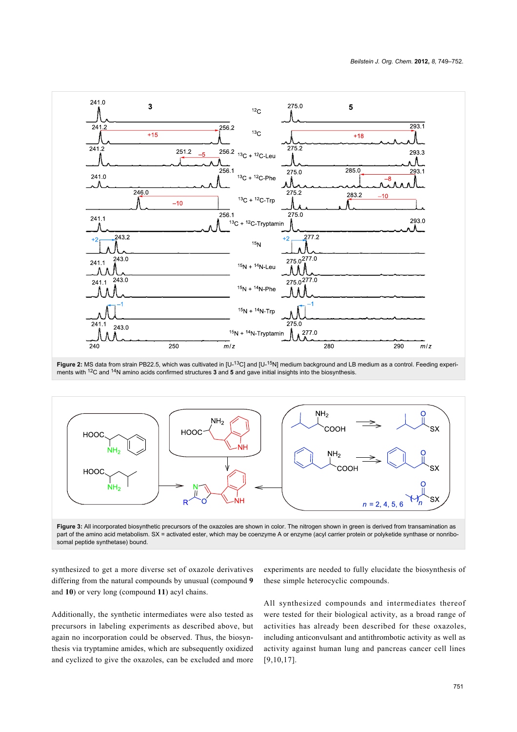**Figure 2:** MS data from strain PB22.5, which was cultivated in [U-$^{13}$C] and [U-$^{15}$N] medium background and LB medium as a control. Feeding experiments with $^{12}$C and $^{14}$N amino acids confirmed structures **3** and **5** and gave initial insights into the biosynthesis.

**Figure 3:** All incorporated biosynthetic precursors of the oxazoles are shown in color. The nitrogen shown in green is derived from transamination as part of the amino acid metabolism. SX = activated ester, which may be coenzyme A or enzyme (acyl carrier protein or polyketide synthase or nonribosomal peptide synthetase) bound.

synthesized to get a more diverse set of oxazole derivatives differing from the natural compounds by unusual (compound **9** and **10**) or very long (compound **11**) acyl chains.

Additionally, the synthetic intermediates were also tested as precursors in labeling experiments as described above, but again no incorporation could be observed. Thus, the biosynthesis via tryptamine amides, which are subsequently oxidized and cyclized to give the oxazoles, can be excluded and more experiments are needed to fully elucidate the biosynthesis of these simple heterocyclic compounds.

All synthesized compounds and intermediates thereof were tested for their biological activity, as a broad range of activities has already been described for these oxazoles, including anticonvulsant and antithrombotic activity as well as activity against human lung and pancreas cancer cell lines [9,10,17].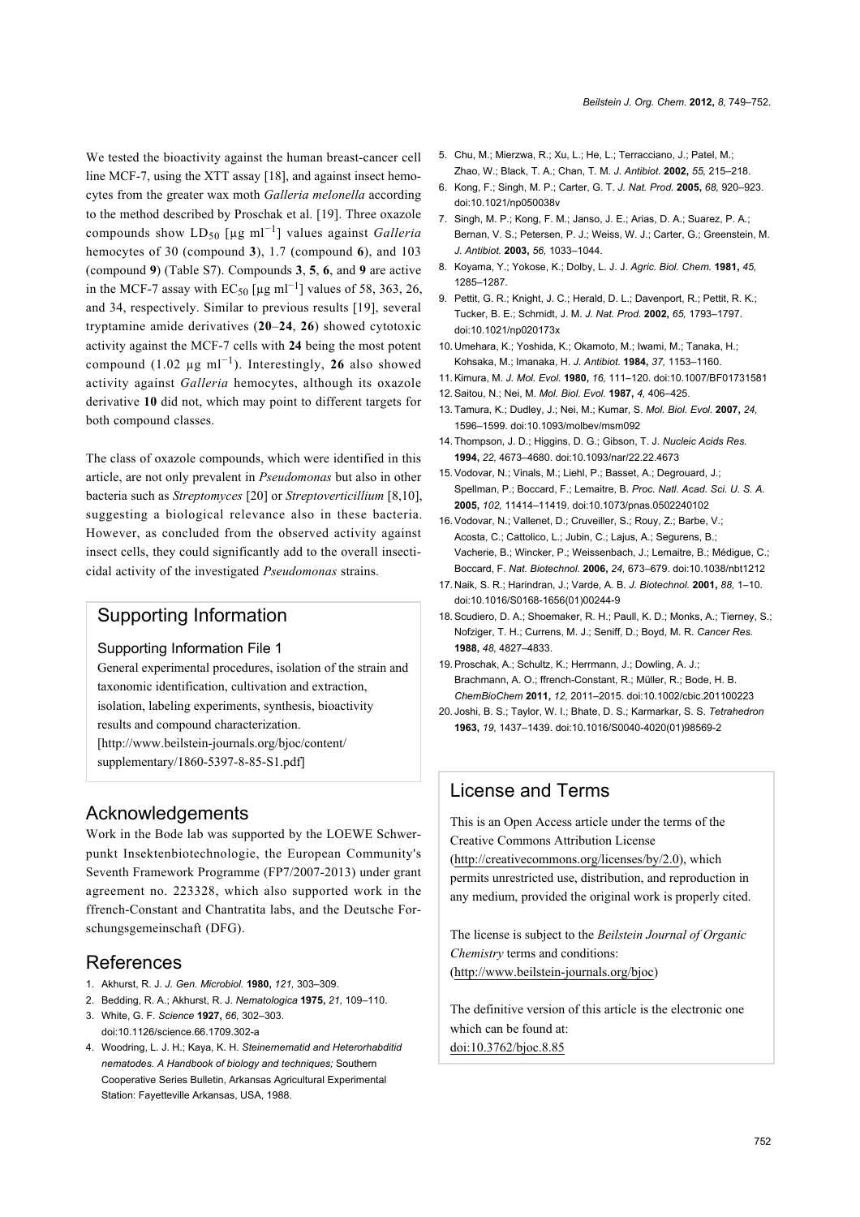We tested the bioactivity against the human breast-cancer cell line MCF-7, using the XTT assay [18], and against insect hemocytes from the greater wax moth *Galleria melonella* according to the method described by Proschak et al. [19]. Three oxazole compounds show $LD_{50}$ [µg $ml^{-1}$] values against *Galleria* hemocytes of 30 (compound **3**), 1.7 (compound **6**), and 103 (compound **9**) (Table S7). Compounds **3**, **5**, **6**, and **9** are active in the MCF-7 assay with $EC_{50}$ [µg $ml^{-1}$] values of 58, 363, 26, and 34, respectively. Similar to previous results [19], several tryptamine amide derivatives (**20**–**24**, **26**) showed cytotoxic activity against the MCF-7 cells with **24** being the most potent compound (1.02 µg $ml^{-1}$). Interestingly, **26** also showed activity against *Galleria* hemocytes, although its oxazole derivative **10** did not, which may point to different targets for both compound classes.

The class of oxazole compounds, which were identified in this article, are not only prevalent in *Pseudomonas* but also in other bacteria such as *Streptomyces* [20] or *Streptoverticillium* [8,10], suggesting a biological relevance also in these bacteria. However, as concluded from the observed activity against insect cells, they could significantly add to the overall insecticidal activity of the investigated *Pseudomonas* strains.

## Supporting Information

### Supporting Information File 1

General experimental procedures, isolation of the strain and taxonomic identification, cultivation and extraction, isolation, labeling experiments, synthesis, bioactivity results and compound characterization.
[http://www.beilstein-journals.org/bjoc/content/supplementary/1860-5397-8-85-S1.pdf]

## Acknowledgements

Work in the Bode lab was supported by the LOEWE Schwerpunkt Insektenbiotechnologie, the European Community's Seventh Framework Programme (FP7/2007-2013) under grant agreement no. 223328, which also supported work in the ffrench-Constant and Chantratita labs, and the Deutsche Forschungsgemeinschaft (DFG).

## References

1. Akhurst, R. J. *J. Gen. Microbiol.* **1980,** *121,* 303–309.
2. Bedding, R. A.; Akhurst, R. J. *Nematologica* **1975,** *21,* 109–110.
3. White, G. F. *Science* **1927,** *66,* 302–303. doi:10.1126/science.66.1709.302-a
4. Woodring, L. J. H.; Kaya, K. H. *Steinernematid and Heterorhabditid nematodes. A Handbook of biology and techniques;* Southern Cooperative Series Bulletin, Arkansas Agricultural Experimental Station: Fayetteville Arkansas, USA, 1988.
5. Chu, M.; Mierzwa, R.; Xu, L.; He, L.; Terracciano, J.; Patel, M.; Zhao, W.; Black, T. A.; Chan, T. M. *J. Antibiot.* **2002,** *55,* 215–218.
6. Kong, F.; Singh, M. P.; Carter, G. T. *J. Nat. Prod.* **2005,** *68,* 920–923. doi:10.1021/np050038v
7. Singh, M. P.; Kong, F. M.; Janso, J. E.; Arias, D. A.; Suarez, P. A.; Bernan, V. S.; Petersen, P. J.; Weiss, W. J.; Carter, G.; Greenstein, M. *J. Antibiot.* **2003,** *56,* 1033–1044.
8. Koyama, Y.; Yokose, K.; Dolby, L. J. *J. Agric. Biol. Chem.* **1981,** *45,* 1285–1287.
9. Pettit, G. R.; Knight, J. C.; Herald, D. L.; Davenport, R.; Pettit, R. K.; Tucker, B. E.; Schmidt, J. M. *J. Nat. Prod.* **2002,** *65,* 1793–1797. doi:10.1021/np020173x
10. Umehara, K.; Yoshida, K.; Okamoto, M.; Iwami, M.; Tanaka, H.; Kohsaka, M.; Imanaka, H. *J. Antibiot.* **1984,** *37,* 1153–1160.
11. Kimura, M. *J. Mol. Evol.* **1980,** *16,* 111–120. doi:10.1007/BF01731581
12. Saitou, N.; Nei, M. *Mol. Biol. Evol.* **1987,** *4,* 406–425.
13. Tamura, K.; Dudley, J.; Nei, M.; Kumar, S. *Mol. Biol. Evol.* **2007,** *24,* 1596–1599. doi:10.1093/molbev/msm092
14. Thompson, J. D.; Higgins, D. G.; Gibson, T. J. *Nucleic Acids Res.* **1994,** *22,* 4673–4680. doi:10.1093/nar/22.22.4673
15. Vodovar, N.; Vinals, M.; Liehl, P.; Basset, A.; Degrouard, J.; Spellman, P.; Boccard, F.; Lemaitre, B. *Proc. Natl. Acad. Sci. U. S. A.* **2005,** *102,* 11414–11419. doi:10.1073/pnas.0502240102
16. Vodovar, N.; Vallenet, D.; Cruveiller, S.; Rouy, Z.; Barbe, V.; Acosta, C.; Cattolico, L.; Jubin, C.; Lajus, A.; Segurens, B.; Vacherie, B.; Wincker, P.; Weissenbach, J.; Lemaitre, B.; Médigue, C.; Boccard, F. *Nat. Biotechnol.* **2006,** *24,* 673–679. doi:10.1038/nbt1212
17. Naik, S. R.; Harindran, J.; Varde, A. B. *J. Biotechnol.* **2001,** *88,* 1–10. doi:10.1016/S0168-1656(01)00244-9
18. Scudiero, D. A.; Shoemaker, R. H.; Paull, K. D.; Monks, A.; Tierney, S.; Nofziger, T. H.; Currens, M. J.; Seniff, D.; Boyd, M. R. *Cancer Res.* **1988,** *48,* 4827–4833.
19. Proschak, A.; Schultz, K.; Herrmann, J.; Dowling, A. J.; Brachmann, A. O.; ffrench-Constant, R.; Müller, R.; Bode, H. B. *ChemBioChem* **2011,** *12,* 2011–2015. doi:10.1002/cbic.201100223
20. Joshi, B. S.; Taylor, W. I.; Bhate, D. S.; Karmarkar, S. S. *Tetrahedron* **1963,** *19,* 1437–1439. doi:10.1016/S0040-4020(01)98569-2

## License and Terms

This is an Open Access article under the terms of the Creative Commons Attribution License (http://creativecommons.org/licenses/by/2.0), which permits unrestricted use, distribution, and reproduction in any medium, provided the original work is properly cited.

The license is subject to the *Beilstein Journal of Organic Chemistry* terms and conditions: (http://www.beilstein-journals.org/bjoc)

The definitive version of this article is the electronic one which can be found at:
doi:10.3762/bjoc.8.85